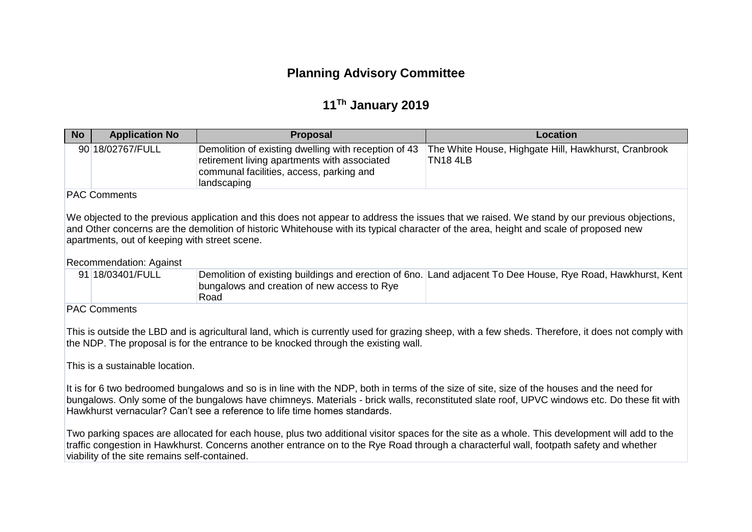# Planning Advisory Committee

## 11Th January 2019

| No | Application No | Proposal | Location |
|---|---|---|---|
| 90 | 18/02767/FULL | Demolition of existing dwelling with reception of 43 retirement living apartments with associated communal facilities, access, parking and landscaping | The White House, Highgate Hill, Hawkhurst, Cranbrook TN18 4LB |

PAC Comments

We objected to the previous application and this does not appear to address the issues that we raised. We stand by our previous objections, and Other concerns are the demolition of historic Whitehouse with its typical character of the area, height and scale of proposed new apartments, out of keeping with street scene.

Recommendation: Against

| No | Application No | Proposal | Location |
|---|---|---|---|
| 91 | 18/03401/FULL | Demolition of existing buildings and erection of 6no. bungalows and creation of new access to Rye Road | Land adjacent To Dee House, Rye Road, Hawkhurst, Kent |

PAC Comments

This is outside the LBD and is agricultural land, which is currently used for grazing sheep, with a few sheds. Therefore, it does not comply with the NDP. The proposal is for the entrance to be knocked through the existing wall.

This is a sustainable location.

It is for 6 two bedroomed bungalows and so is in line with the NDP, both in terms of the size of site, size of the houses and the need for bungalows. Only some of the bungalows have chimneys. Materials - brick walls, reconstituted slate roof, UPVC windows etc. Do these fit with Hawkhurst vernacular? Can't see a reference to life time homes standards.

Two parking spaces are allocated for each house, plus two additional visitor spaces for the site as a whole. This development will add to the traffic congestion in Hawkhurst. Concerns another entrance on to the Rye Road through a characterful wall, footpath safety and whether viability of the site remains self-contained.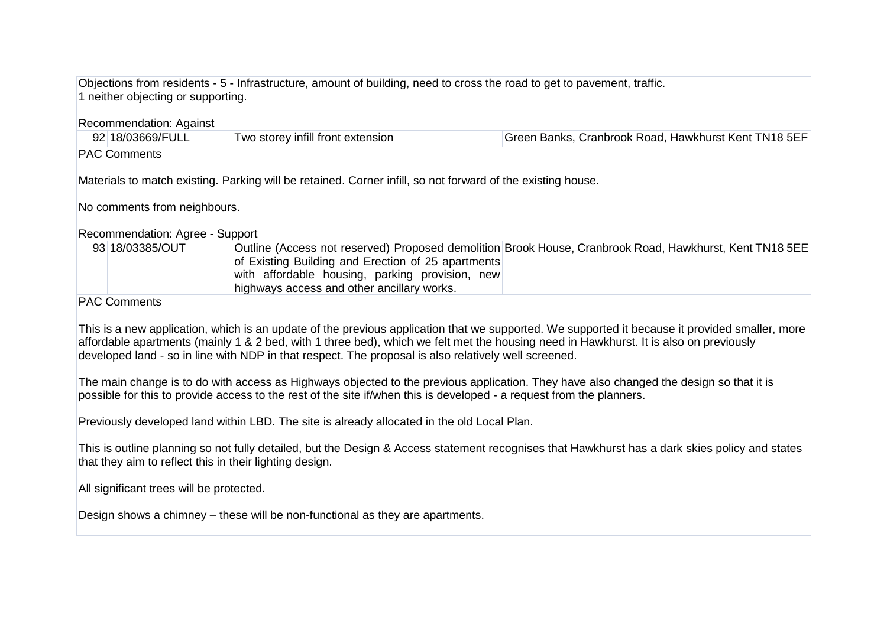Objections from residents - 5 - Infrastructure, amount of building, need to cross the road to get to pavement, traffic.
1 neither objecting or supporting.

Recommendation: Against

| 92 | 18/03669/FULL | Two storey infill front extension | Green Banks, Cranbrook Road, Hawkhurst Kent TN18 5EF |
|---|---|---|---|

PAC Comments

Materials to match existing. Parking will be retained. Corner infill, so not forward of the existing house.

No comments from neighbours.

Recommendation: Agree - Support

| 93 | 18/03385/OUT | Outline (Access not reserved) Proposed demolition of Existing Building and Erection of 25 apartments with affordable housing, parking provision, new highways access and other ancillary works. | Brook House, Cranbrook Road, Hawkhurst, Kent TN18 5EE |
|---|---|---|---|

PAC Comments

This is a new application, which is an update of the previous application that we supported. We supported it because it provided smaller, more affordable apartments (mainly 1 & 2 bed, with 1 three bed), which we felt met the housing need in Hawkhurst. It is also on previously developed land - so in line with NDP in that respect. The proposal is also relatively well screened.

The main change is to do with access as Highways objected to the previous application. They have also changed the design so that it is possible for this to provide access to the rest of the site if/when this is developed - a request from the planners.

Previously developed land within LBD. The site is already allocated in the old Local Plan.

This is outline planning so not fully detailed, but the Design & Access statement recognises that Hawkhurst has a dark skies policy and states that they aim to reflect this in their lighting design.

All significant trees will be protected.

Design shows a chimney – these will be non-functional as they are apartments.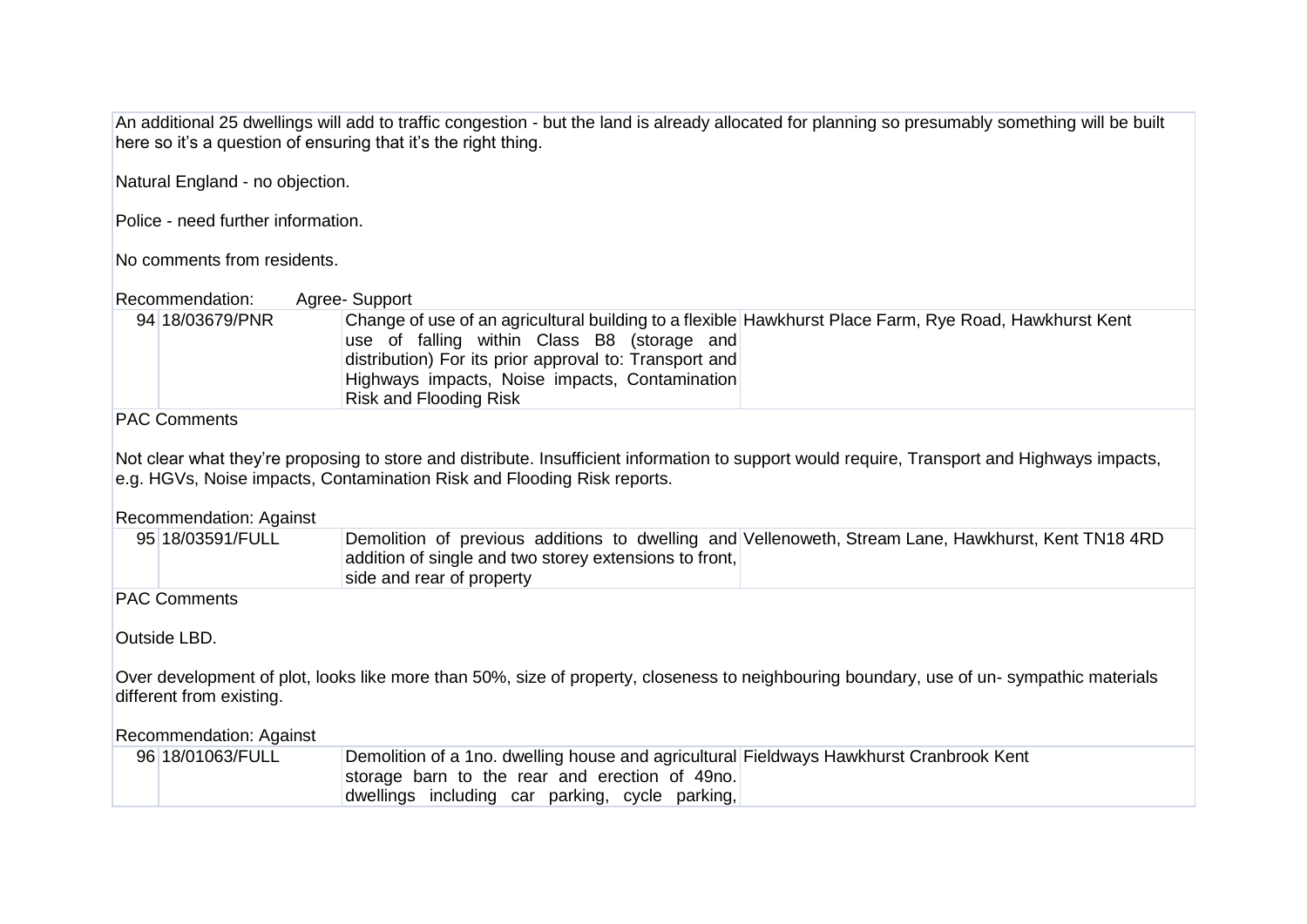An additional 25 dwellings will add to traffic congestion - but the land is already allocated for planning so presumably something will be built here so it's a question of ensuring that it's the right thing.

Natural England - no objection.

Police - need further information.

No comments from residents.

Recommendation: Agree- Support

| | | | |
|---|---|---|---|
| 94 | 18/03679/PNR | Change of use of an agricultural building to a flexible use of falling within Class B8 (storage and distribution) For its prior approval to: Transport and Highways impacts, Noise impacts, Contamination Risk and Flooding Risk | Hawkhurst Place Farm, Rye Road, Hawkhurst Kent |

PAC Comments

Not clear what they're proposing to store and distribute. Insufficient information to support would require, Transport and Highways impacts, e.g. HGVs, Noise impacts, Contamination Risk and Flooding Risk reports.

Recommendation: Against

| | | | |
|---|---|---|---|
| 95 | 18/03591/FULL | Demolition of previous additions to dwelling and addition of single and two storey extensions to front, side and rear of property | Vellenoweth, Stream Lane, Hawkhurst, Kent TN18 4RD |

PAC Comments

Outside LBD.

Over development of plot, looks like more than 50%, size of property, closeness to neighbouring boundary, use of un- sympathic materials different from existing.

Recommendation: Against

| | | | |
|---|---|---|---|
| 96 | 18/01063/FULL | Demolition of a 1no. dwelling house and agricultural storage barn to the rear and erection of 49no. dwellings including car parking, cycle parking, | Fieldways Hawkhurst Cranbrook Kent |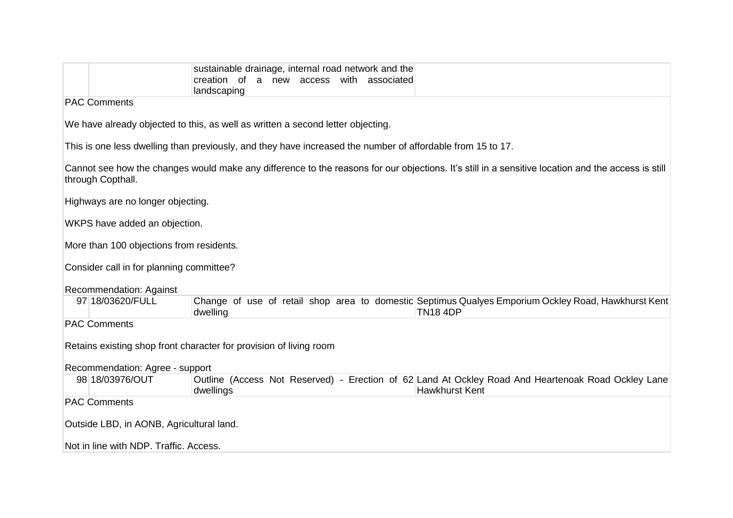| | | | |
|---|---|---|---|
| | | sustainable drainage, internal road network and the creation of a new access with associated landscaping | |

PAC Comments

We have already objected to this, as well as written a second letter objecting.

This is one less dwelling than previously, and they have increased the number of affordable from 15 to 17.

Cannot see how the changes would make any difference to the reasons for our objections. It's still in a sensitive location and the access is still through Copthall.

Highways are no longer objecting.

WKPS have added an objection.

More than 100 objections from residents.

Consider call in for planning committee?

Recommendation: Against

| | | | |
|---|---|---|---|
| 97 | 18/03620/FULL | Change of use of retail shop area to domestic dwelling | Septimus Qualyes Emporium Ockley Road, Hawkhurst Kent TN18 4DP |

PAC Comments

Retains existing shop front character for provision of living room

Recommendation: Agree - support

| | | | |
|---|---|---|---|
| 98 | 18/03976/OUT | Outline (Access Not Reserved) - Erection of 62 dwellings | Land At Ockley Road And Heartenoak Road Ockley Lane Hawkhurst Kent |

PAC Comments

Outside LBD, in AONB, Agricultural land.

Not in line with NDP. Traffic. Access.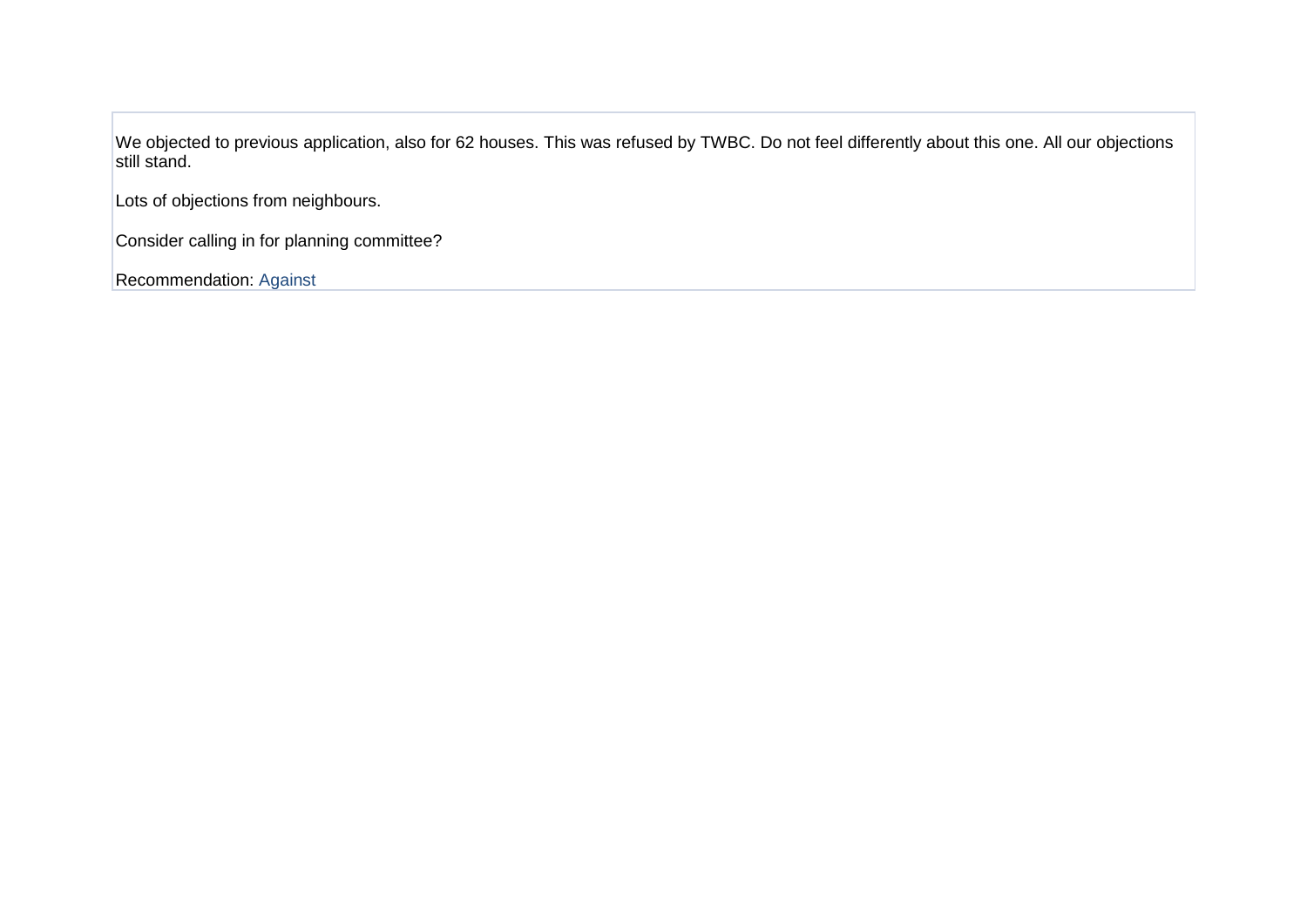We objected to previous application, also for 62 houses. This was refused by TWBC. Do not feel differently about this one. All our objections still stand.

Lots of objections from neighbours.

Consider calling in for planning committee?

Recommendation: Against